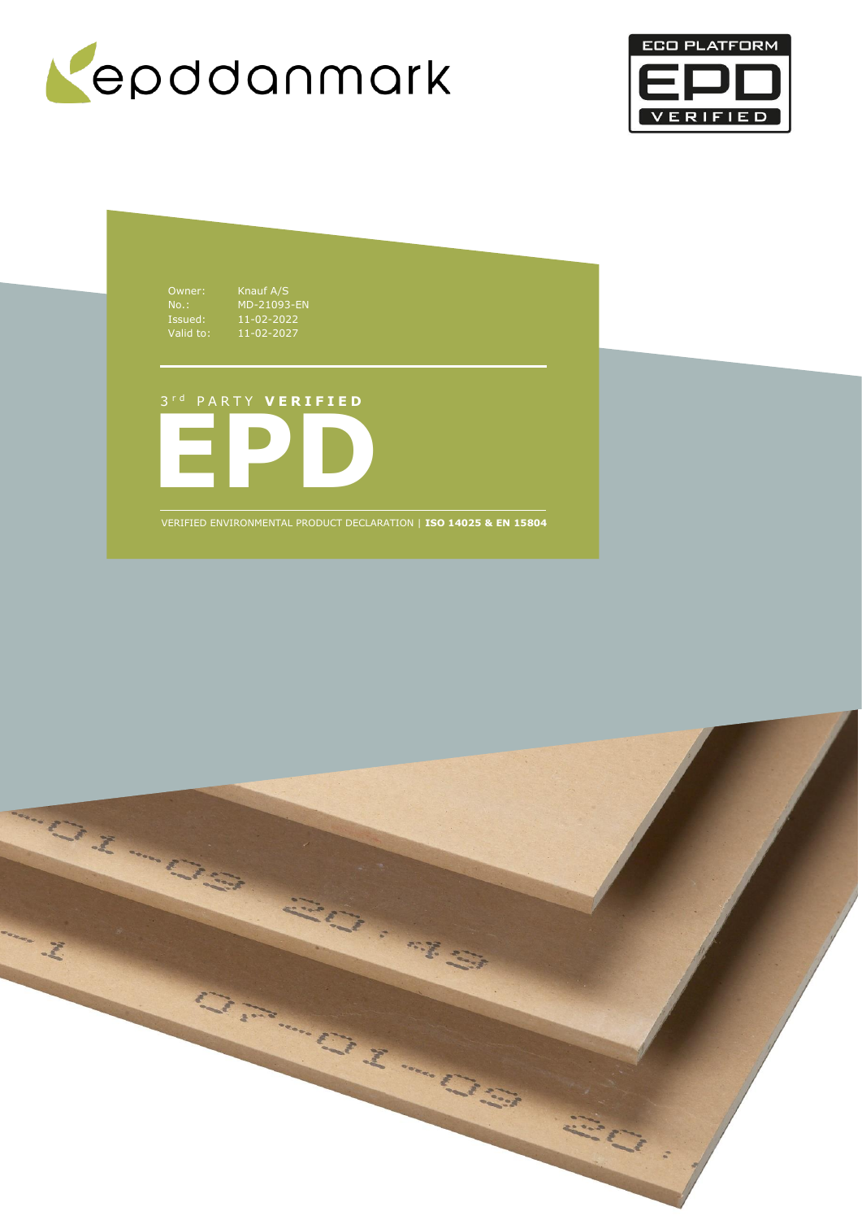epddanmark

ECO PLATFORM EPD VERIFIED

| | |
|---|---|
| Owner: | Knauf A/S |
| No.: | MD-21093-EN |
| Issued: | 11-02-2022 |
| Valid to: | 11-02-2027 |

3rd PARTY **VERIFIED**

# EPD

VERIFIED ENVIRONMENTAL PRODUCT DECLARATION | **ISO 14025 & EN 15804**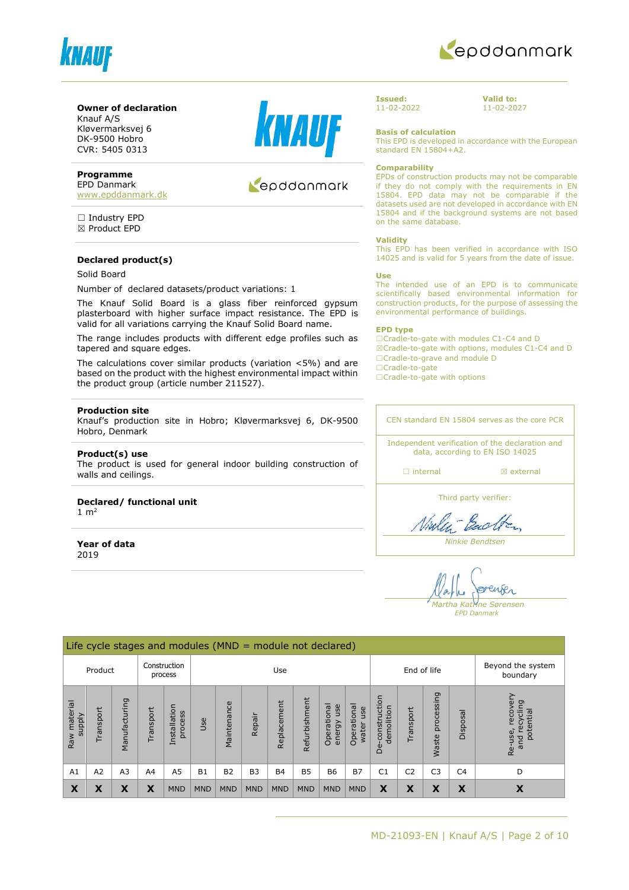**Owner of declaration**
Knauf A/S
Kløvermarksvej 6
DK-9500 Hobro
CVR: 5405 0313

**Programme**
EPD Danmark
www.epddanmark.dk

☐ Industry EPD
☒ Product EPD

**Declared product(s)**

Solid Board

Number of declared datasets/product variations: 1

The Knauf Solid Board is a glass fiber reinforced gypsum plasterboard with higher surface impact resistance. The EPD is valid for all variations carrying the Knauf Solid Board name.

The range includes products with different edge profiles such as tapered and square edges.

The calculations cover similar products (variation <5%) and are based on the product with the highest environmental impact within the product group (article number 211527).

**Production site**
Knauf's production site in Hobro; Kløvermarksvej 6, DK-9500 Hobro, Denmark

**Product(s) use**
The product is used for general indoor building construction of walls and ceilings.

**Declared/ functional unit**
1 m²

**Year of data**
2019

**Issued:**
11-02-2022

**Valid to:**
11-02-2027

**Basis of calculation**
This EPD is developed in accordance with the European standard EN 15804+A2.

**Comparability**
EPDs of construction products may not be comparable if they do not comply with the requirements in EN 15804. EPD data may not be comparable if the datasets used are not developed in accordance with EN 15804 and if the background systems are not based on the same database.

**Validity**
This EPD has been verified in accordance with ISO 14025 and is valid for 5 years from the date of issue.

**Use**
The intended use of an EPD is to communicate scientifically based environmental information for construction products, for the purpose of assessing the environmental performance of buildings.

**EPD type**
☐Cradle-to-gate with modules C1-C4 and D
☒Cradle-to-gate with options, modules C1-C4 and D
☐Cradle-to-grave and module D
☐Cradle-to-gate
☐Cradle-to-gate with options

CEN standard EN 15804 serves as the core PCR

Independent verification of the declaration and data, according to EN ISO 14025

☐ internal ☒ external

Third party verifier:

Ninkie Bendtsen

Martha Katrine Sørensen
EPD Danmark

**Life cycle stages and modules (MND = module not declared)**

| Product | | | Construction process | | Use | | | | | | | End of life | | | | Beyond the system boundary |
|---|---|---|---|---|---|---|---|---|---|---|---|---|---|---|---|---|
| Raw material supply | Transport | Manufacturing | Transport | Installation process | Use | Maintenance | Repair | Replacement | Refurbishment | Operational energy use | Operational water use | De-construction demolition | Transport | Waste processing | Disposal | Re-use, recovery and recycling potential |
| A1 | A2 | A3 | A4 | A5 | B1 | B2 | B3 | B4 | B5 | B6 | B7 | C1 | C2 | C3 | C4 | D |
| X | X | X | X | MND | MND | MND | MND | MND | MND | MND | MND | X | X | X | X | X |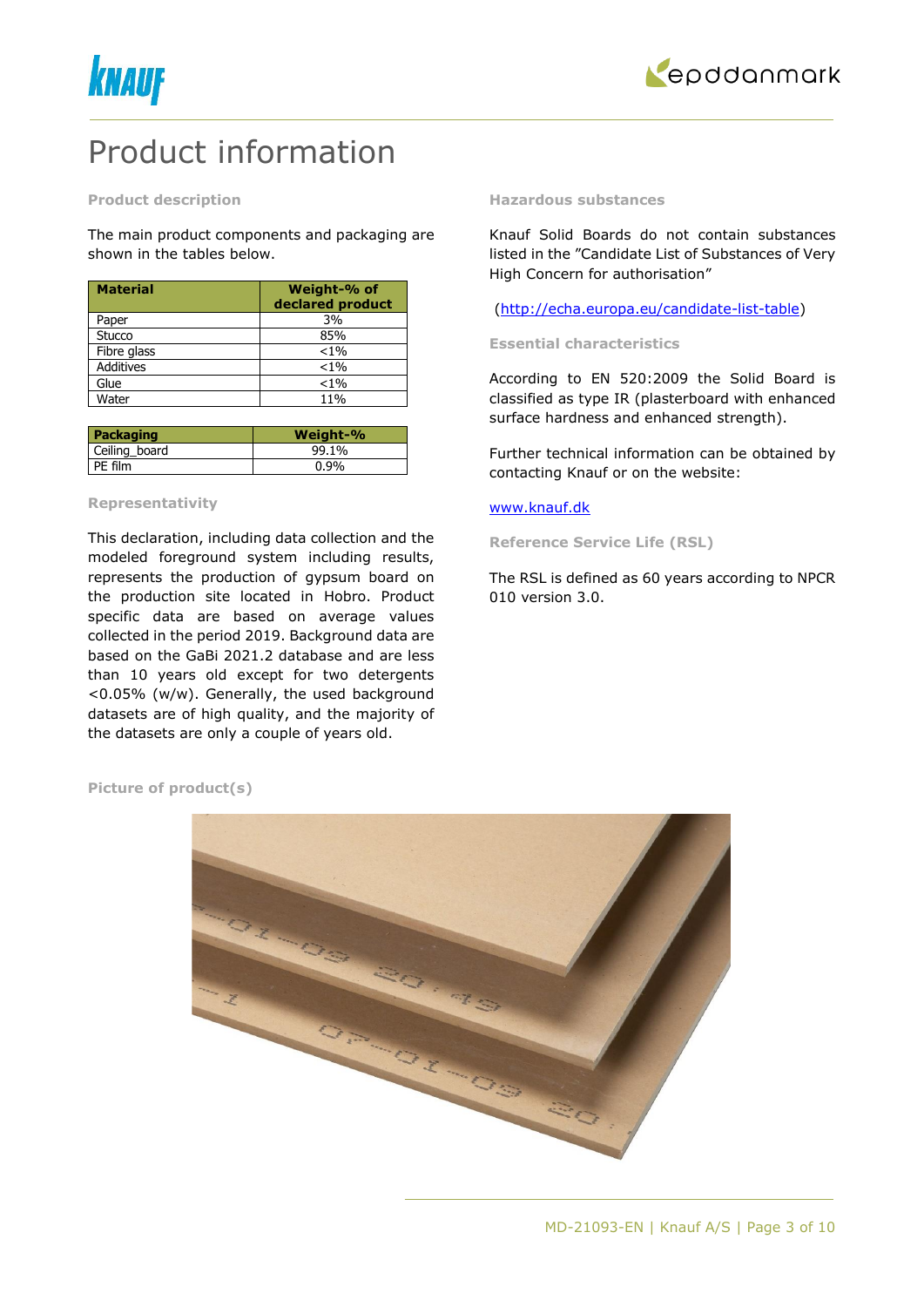# Product information

### Product description

The main product components and packaging are shown in the tables below.

| Material | Weight-% of declared product |
|---|---|
| Paper | 3% |
| Stucco | 85% |
| Fibre glass | <1% |
| Additives | <1% |
| Glue | <1% |
| Water | 11% |

| Packaging | Weight-% |
|---|---|
| Ceiling_board | 99.1% |
| PE film | 0.9% |

### Representativity

This declaration, including data collection and the modeled foreground system including results, represents the production of gypsum board on the production site located in Hobro. Product specific data are based on average values collected in the period 2019. Background data are based on the GaBi 2021.2 database and are less than 10 years old except for two detergents <0.05% (w/w). Generally, the used background datasets are of high quality, and the majority of the datasets are only a couple of years old.

### Hazardous substances

Knauf Solid Boards do not contain substances listed in the "Candidate List of Substances of Very High Concern for authorisation"

(http://echa.europa.eu/candidate-list-table)

### Essential characteristics

According to EN 520:2009 the Solid Board is classified as type IR (plasterboard with enhanced surface hardness and enhanced strength).

Further technical information can be obtained by contacting Knauf or on the website:

www.knauf.dk

### Reference Service Life (RSL)

The RSL is defined as 60 years according to NPCR 010 version 3.0.

### Picture of product(s)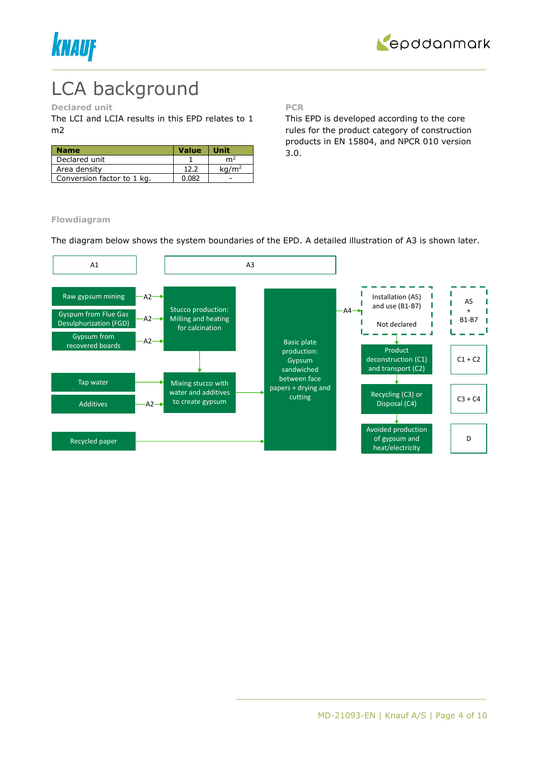# LCA background

### Declared unit

The LCI and LCIA results in this EPD relates to 1 m2

| Name | Value | Unit |
|---|---|---|
| Declared unit | 1 | $m^2$ |
| Area density | 12.2 | $kg/m^2$ |
| Conversion factor to 1 kg. | 0.082 | - |

### PCR

This EPD is developed according to the core rules for the product category of construction products in EN 15804, and NPCR 010 version 3.0.

### Flowdiagram

The diagram below shows the system boundaries of the EPD. A detailed illustration of A3 is shown later.

A1

A3

Raw gypsum mining —A2→

Gypsum from Flue Gas Desulphurization (FGD) —A2→

Gypsum from recovered boards —A2→

Stucco production: Milling and heating for calcination

Tap water →

Additives —A2→

Mixing stucco with water and additives to create gypsum

Recycled paper →

Basic plate production: Gypsum sandwiched between face papers + drying and cutting

—A4→

Installation (A5) and use (B1-B7)

Not declared

Product deconstruction (C1) and transport (C2)

Recycling (C3) or Disposal (C4)

Avoided production of gypsum and heat/electricity

A5 + B1-B7

C1 + C2

C3 + C4

D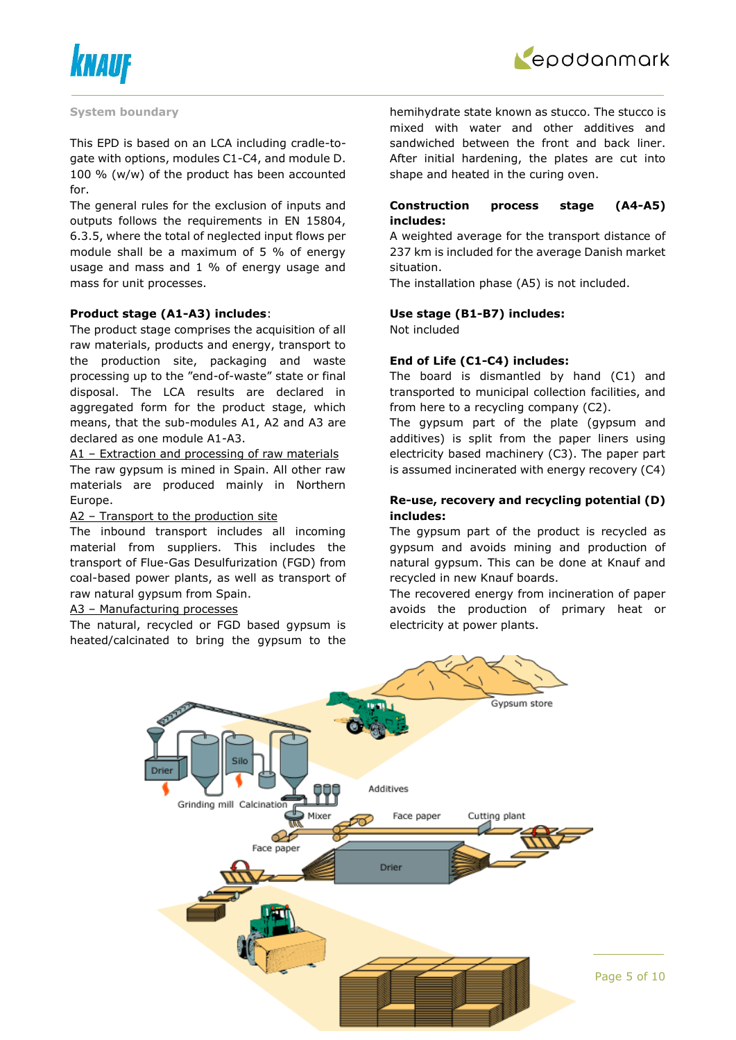### System boundary

This EPD is based on an LCA including cradle-to-gate with options, modules C1-C4, and module D. 100 % (w/w) of the product has been accounted for.

The general rules for the exclusion of inputs and outputs follows the requirements in EN 15804, 6.3.5, where the total of neglected input flows per module shall be a maximum of 5 % of energy usage and mass and 1 % of energy usage and mass for unit processes.

**Product stage (A1-A3) includes**:

The product stage comprises the acquisition of all raw materials, products and energy, transport to the production site, packaging and waste processing up to the "end-of-waste" state or final disposal. The LCA results are declared in aggregated form for the product stage, which means, that the sub-modules A1, A2 and A3 are declared as one module A1-A3.

A1 – Extraction and processing of raw materials

The raw gypsum is mined in Spain. All other raw materials are produced mainly in Northern Europe.

A2 – Transport to the production site

The inbound transport includes all incoming material from suppliers. This includes the transport of Flue-Gas Desulfurization (FGD) from coal-based power plants, as well as transport of raw natural gypsum from Spain.

A3 – Manufacturing processes

The natural, recycled or FGD based gypsum is heated/calcinated to bring the gypsum to the hemihydrate state known as stucco. The stucco is mixed with water and other additives and sandwiched between the front and back liner. After initial hardening, the plates are cut into shape and heated in the curing oven.

**Construction process stage (A4-A5) includes:**

A weighted average for the transport distance of 237 km is included for the average Danish market situation.

The installation phase (A5) is not included.

**Use stage (B1-B7) includes:**

Not included

**End of Life (C1-C4) includes:**

The board is dismantled by hand (C1) and transported to municipal collection facilities, and from here to a recycling company (C2).

The gypsum part of the plate (gypsum and additives) is split from the paper liners using electricity based machinery (C3). The paper part is assumed incinerated with energy recovery (C4)

**Re-use, recovery and recycling potential (D) includes:**

The gypsum part of the product is recycled as gypsum and avoids mining and production of natural gypsum. This can be done at Knauf and recycled in new Knauf boards.

The recovered energy from incineration of paper avoids the production of primary heat or electricity at power plants.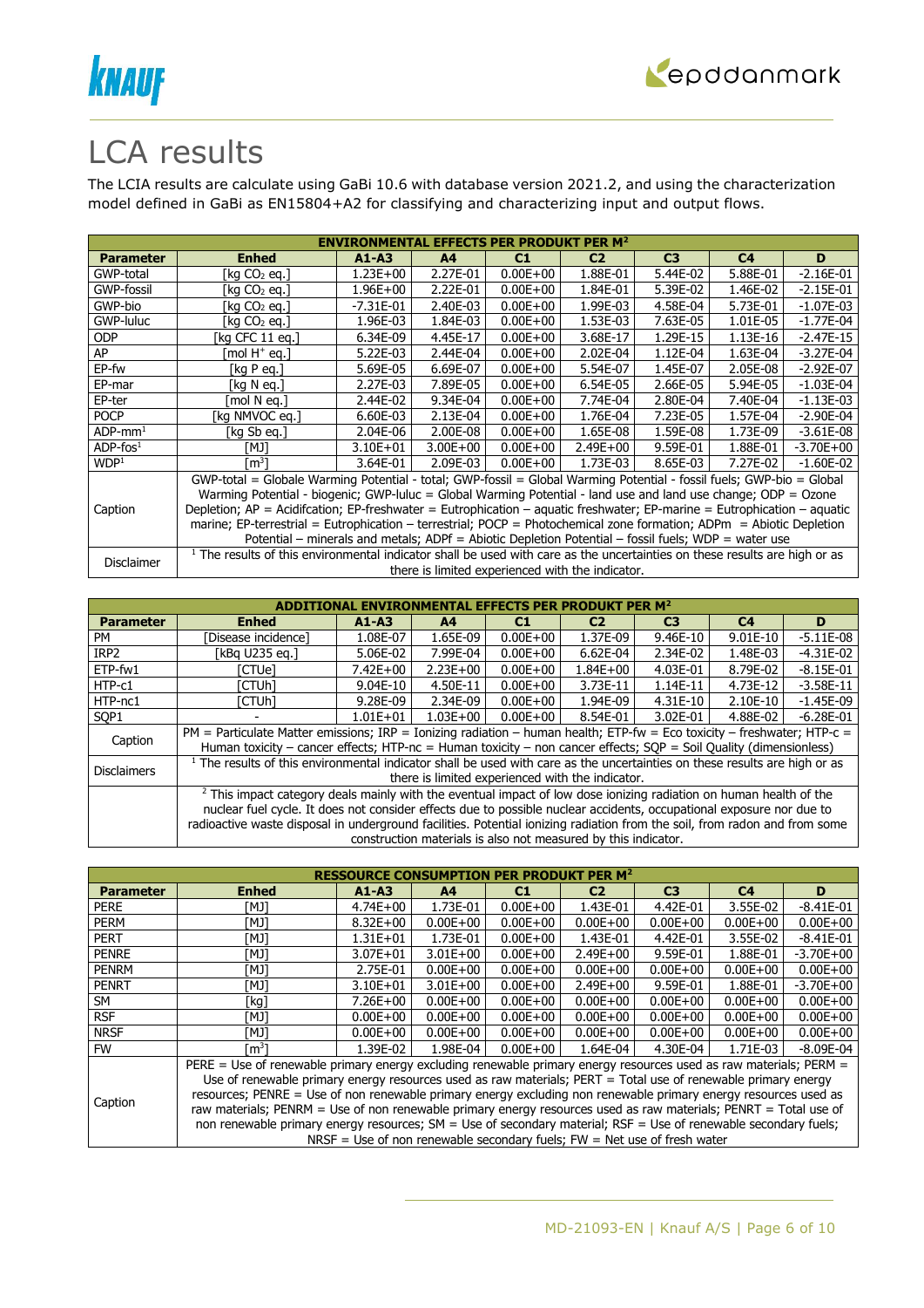# LCA results

The LCIA results are calculate using GaBi 10.6 with database version 2021.2, and using the characterization model defined in GaBi as EN15804+A2 for classifying and characterizing input and output flows.

| ENVIRONMENTAL EFFECTS PER PRODUKT PER M² | | | | | | | | |
|---|---|---|---|---|---|---|---|---|
| **Parameter** | **Enhed** | **A1-A3** | **A4** | **C1** | **C2** | **C3** | **C4** | **D** |
| GWP-total | [kg $CO_2$ eq.] | 1.23E+00 | 2.27E-01 | 0.00E+00 | 1.88E-01 | 5.44E-02 | 5.88E-01 | -2.16E-01 |
| GWP-fossil | [kg $CO_2$ eq.] | 1.96E+00 | 2.22E-01 | 0.00E+00 | 1.84E-01 | 5.39E-02 | 1.46E-02 | -2.15E-01 |
| GWP-bio | [kg $CO_2$ eq.] | -7.31E-01 | 2.40E-03 | 0.00E+00 | 1.99E-03 | 4.58E-04 | 5.73E-01 | -1.07E-03 |
| GWP-luluc | [kg $CO_2$ eq.] | 1.96E-03 | 1.84E-03 | 0.00E+00 | 1.53E-03 | 7.63E-05 | 1.01E-05 | -1.77E-04 |
| ODP | [kg CFC 11 eq.] | 6.34E-09 | 4.45E-17 | 0.00E+00 | 3.68E-17 | 1.29E-15 | 1.13E-16 | -2.47E-15 |
| AP | [mol $H^+$ eq.] | 5.22E-03 | 2.44E-04 | 0.00E+00 | 2.02E-04 | 1.12E-04 | 1.63E-04 | -3.27E-04 |
| EP-fw | [kg P eq.] | 5.69E-05 | 6.69E-07 | 0.00E+00 | 5.54E-07 | 1.45E-07 | 2.05E-08 | -2.92E-07 |
| EP-mar | [kg N eq.] | 2.27E-03 | 7.89E-05 | 0.00E+00 | 6.54E-05 | 2.66E-05 | 5.94E-05 | -1.03E-04 |
| EP-ter | [mol N eq.] | 2.44E-02 | 9.34E-04 | 0.00E+00 | 7.74E-04 | 2.80E-04 | 7.40E-04 | -1.13E-03 |
| POCP | [kg NMVOC eq.] | 6.60E-03 | 2.13E-04 | 0.00E+00 | 1.76E-04 | 7.23E-05 | 1.57E-04 | -2.90E-04 |
| ADP-mm[1] | [kg Sb eq.] | 2.04E-06 | 2.00E-08 | 0.00E+00 | 1.65E-08 | 1.59E-08 | 1.73E-09 | -3.61E-08 |
| ADP-fos[1] | [MJ] | 3.10E+01 | 3.00E+00 | 0.00E+00 | 2.49E+00 | 9.59E-01 | 1.88E-01 | -3.70E+00 |
| WDP[1] | [$m^3$] | 3.64E-01 | 2.09E-03 | 0.00E+00 | 1.73E-03 | 8.65E-03 | 7.27E-02 | -1.60E-02 |
| Caption | GWP-total = Globale Warming Potential - total; GWP-fossil = Global Warming Potential - fossil fuels; GWP-bio = Global Warming Potential - biogenic; GWP-luluc = Global Warming Potential - land use and land use change; ODP = Ozone Depletion; AP = Acidifcation; EP-freshwater = Eutrophication – aquatic freshwater; EP-marine = Eutrophication – aquatic marine; EP-terrestrial = Eutrophication – terrestrial; POCP = Photochemical zone formation; ADPm = Abiotic Depletion Potential – minerals and metals; ADPf = Abiotic Depletion Potential – fossil fuels; WDP = water use | | | | | | | |
| Disclaimer | [1] The results of this environmental indicator shall be used with care as the uncertainties on these results are high or as there is limited experienced with the indicator. | | | | | | | |

| ADDITIONAL ENVIRONMENTAL EFFECTS PER PRODUKT PER M² | | | | | | | | |
|---|---|---|---|---|---|---|---|---|
| **Parameter** | **Enhed** | **A1-A3** | **A4** | **C1** | **C2** | **C3** | **C4** | **D** |
| PM | [Disease incidence] | 1.08E-07 | 1.65E-09 | 0.00E+00 | 1.37E-09 | 9.46E-10 | 9.01E-10 | -5.11E-08 |
| IRP2 | [kBq U235 eq.] | 5.06E-02 | 7.99E-04 | 0.00E+00 | 6.62E-04 | 2.34E-02 | 1.48E-03 | -4.31E-02 |
| ETP-fw1 | [CTUe] | 7.42E+00 | 2.23E+00 | 0.00E+00 | 1.84E+00 | 4.03E-01 | 8.79E-02 | -8.15E-01 |
| HTP-c1 | [CTUh] | 9.04E-10 | 4.50E-11 | 0.00E+00 | 3.73E-11 | 1.14E-11 | 4.73E-12 | -3.58E-11 |
| HTP-nc1 | [CTUh] | 9.28E-09 | 2.34E-09 | 0.00E+00 | 1.94E-09 | 4.31E-10 | 2.10E-10 | -1.45E-09 |
| SQP1 | - | 1.01E+01 | 1.03E+00 | 0.00E+00 | 8.54E-01 | 3.02E-01 | 4.88E-02 | -6.28E-01 |
| Caption | PM = Particulate Matter emissions; IRP = Ionizing radiation – human health; ETP-fw = Eco toxicity – freshwater; HTP-c = Human toxicity – cancer effects; HTP-nc = Human toxicity – non cancer effects; SQP = Soil Quality (dimensionless) | | | | | | | |
| Disclaimers | [1] The results of this environmental indicator shall be used with care as the uncertainties on these results are high or as there is limited experienced with the indicator. | | | | | | | |
| | [2] This impact category deals mainly with the eventual impact of low dose ionizing radiation on human health of the nuclear fuel cycle. It does not consider effects due to possible nuclear accidents, occupational exposure nor due to radioactive waste disposal in underground facilities. Potential ionizing radiation from the soil, from radon and from some construction materials is also not measured by this indicator. | | | | | | | |

| RESSOURCE CONSUMPTION PER PRODUKT PER M² | | | | | | | | |
|---|---|---|---|---|---|---|---|---|
| **Parameter** | **Enhed** | **A1-A3** | **A4** | **C1** | **C2** | **C3** | **C4** | **D** |
| PERE | [MJ] | 4.74E+00 | 1.73E-01 | 0.00E+00 | 1.43E-01 | 4.42E-01 | 3.55E-02 | -8.41E-01 |
| PERM | [MJ] | 8.32E+00 | 0.00E+00 | 0.00E+00 | 0.00E+00 | 0.00E+00 | 0.00E+00 | 0.00E+00 |
| PERT | [MJ] | 1.31E+01 | 1.73E-01 | 0.00E+00 | 1.43E-01 | 4.42E-01 | 3.55E-02 | -8.41E-01 |
| PENRE | [MJ] | 3.07E+01 | 3.01E+00 | 0.00E+00 | 2.49E+00 | 9.59E-01 | 1.88E-01 | -3.70E+00 |
| PENRM | [MJ] | 2.75E-01 | 0.00E+00 | 0.00E+00 | 0.00E+00 | 0.00E+00 | 0.00E+00 | 0.00E+00 |
| PENRT | [MJ] | 3.10E+01 | 3.01E+00 | 0.00E+00 | 2.49E+00 | 9.59E-01 | 1.88E-01 | -3.70E+00 |
| SM | [kg] | 7.26E+00 | 0.00E+00 | 0.00E+00 | 0.00E+00 | 0.00E+00 | 0.00E+00 | 0.00E+00 |
| RSF | [MJ] | 0.00E+00 | 0.00E+00 | 0.00E+00 | 0.00E+00 | 0.00E+00 | 0.00E+00 | 0.00E+00 |
| NRSF | [MJ] | 0.00E+00 | 0.00E+00 | 0.00E+00 | 0.00E+00 | 0.00E+00 | 0.00E+00 | 0.00E+00 |
| FW | [$m^3$] | 1.39E-02 | 1.98E-04 | 0.00E+00 | 1.64E-04 | 4.30E-04 | 1.71E-03 | -8.09E-04 |
| Caption | PERE = Use of renewable primary energy excluding renewable primary energy resources used as raw materials; PERM = Use of renewable primary energy resources used as raw materials; PERT = Total use of renewable primary energy resources; PENRE = Use of non renewable primary energy excluding non renewable primary energy resources used as raw materials; PENRM = Use of non renewable primary energy resources used as raw materials; PENRT = Total use of non renewable primary energy resources; SM = Use of secondary material; RSF = Use of renewable secondary fuels; NRSF = Use of non renewable secondary fuels; FW = Net use of fresh water | | | | | | | |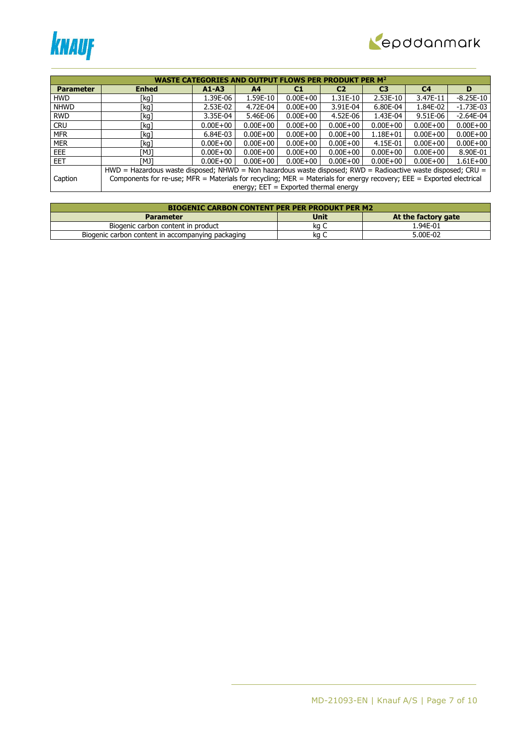| WASTE CATEGORIES AND OUTPUT FLOWS PER PRODUKT PER M² | | | | | | | | |
|---|---|---|---|---|---|---|---|---|
| **Parameter** | **Enhed** | **A1-A3** | **A4** | **C1** | **C2** | **C3** | **C4** | **D** |
| HWD | [kg] | 1.39E-06 | 1.59E-10 | 0.00E+00 | 1.31E-10 | 2.53E-10 | 3.47E-11 | -8.25E-10 |
| NHWD | [kg] | 2.53E-02 | 4.72E-04 | 0.00E+00 | 3.91E-04 | 6.80E-04 | 1.84E-02 | -1.73E-03 |
| RWD | [kg] | 3.35E-04 | 5.46E-06 | 0.00E+00 | 4.52E-06 | 1.43E-04 | 9.51E-06 | -2.64E-04 |
| CRU | [kg] | 0.00E+00 | 0.00E+00 | 0.00E+00 | 0.00E+00 | 0.00E+00 | 0.00E+00 | 0.00E+00 |
| MFR | [kg] | 6.84E-03 | 0.00E+00 | 0.00E+00 | 0.00E+00 | 1.18E+01 | 0.00E+00 | 0.00E+00 |
| MER | [kg] | 0.00E+00 | 0.00E+00 | 0.00E+00 | 0.00E+00 | 4.15E-01 | 0.00E+00 | 0.00E+00 |
| EEE | [MJ] | 0.00E+00 | 0.00E+00 | 0.00E+00 | 0.00E+00 | 0.00E+00 | 0.00E+00 | 8.90E-01 |
| EET | [MJ] | 0.00E+00 | 0.00E+00 | 0.00E+00 | 0.00E+00 | 0.00E+00 | 0.00E+00 | 1.61E+00 |
| Caption | HWD = Hazardous waste disposed; NHWD = Non hazardous waste disposed; RWD = Radioactive waste disposed; CRU = Components for re-use; MFR = Materials for recycling; MER = Materials for energy recovery; EEE = Exported electrical energy; EET = Exported thermal energy | | | | | | | |

| BIOGENIC CARBON CONTENT PER PER PRODUKT PER M2 | | |
|---|---|---|
| **Parameter** | **Unit** | **At the factory gate** |
| Biogenic carbon content in product | kg C | 1.94E-01 |
| Biogenic carbon content in accompanying packaging | kg C | 5.00E-02 |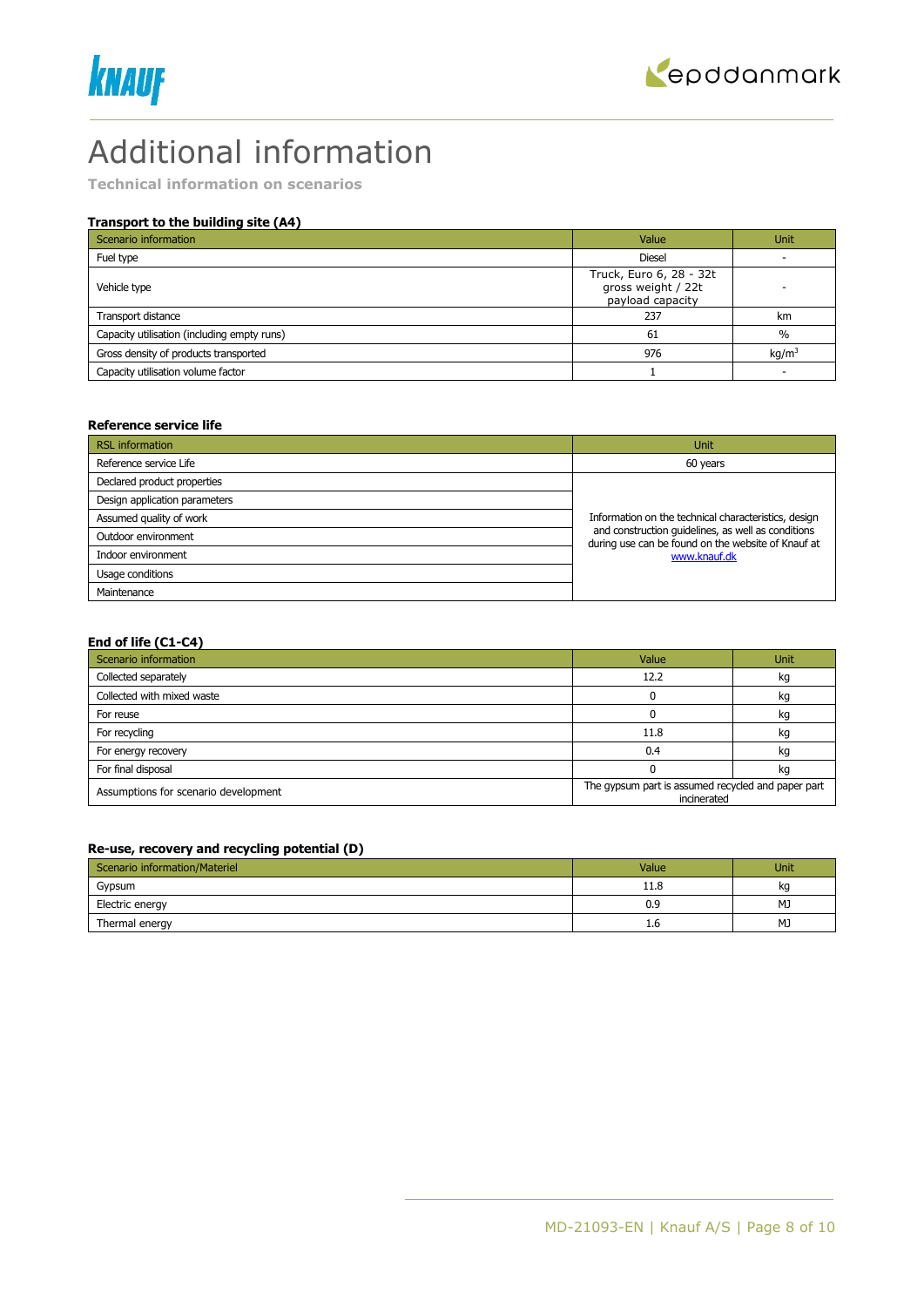# Additional information

**Technical information on scenarios**

### Transport to the building site (A4)

| Scenario information | Value | Unit |
|---|---|---|
| Fuel type | Diesel | - |
| Vehicle type | Truck, Euro 6, 28 - 32t gross weight / 22t payload capacity | - |
| Transport distance | 237 | km |
| Capacity utilisation (including empty runs) | 61 | % |
| Gross density of products transported | 976 | kg/m$^3$ |
| Capacity utilisation volume factor | 1 | - |

### Reference service life

| RSL information | Unit |
|---|---|
| Reference service Life | 60 years |
| Declared product properties | Information on the technical characteristics, design and construction guidelines, as well as conditions during use can be found on the website of Knauf at www.knauf.dk |
| Design application parameters | |
| Assumed quality of work | |
| Outdoor environment | |
| Indoor environment | |
| Usage conditions | |
| Maintenance | |

### End of life (C1-C4)

| Scenario information | Value | Unit |
|---|---|---|
| Collected separately | 12.2 | kg |
| Collected with mixed waste | 0 | kg |
| For reuse | 0 | kg |
| For recycling | 11.8 | kg |
| For energy recovery | 0.4 | kg |
| For final disposal | 0 | kg |
| Assumptions for scenario development | The gypsum part is assumed recycled and paper part incinerated | |

### Re-use, recovery and recycling potential (D)

| Scenario information/Materiel | Value | Unit |
|---|---|---|
| Gypsum | 11.8 | kg |
| Electric energy | 0.9 | MJ |
| Thermal energy | 1.6 | MJ |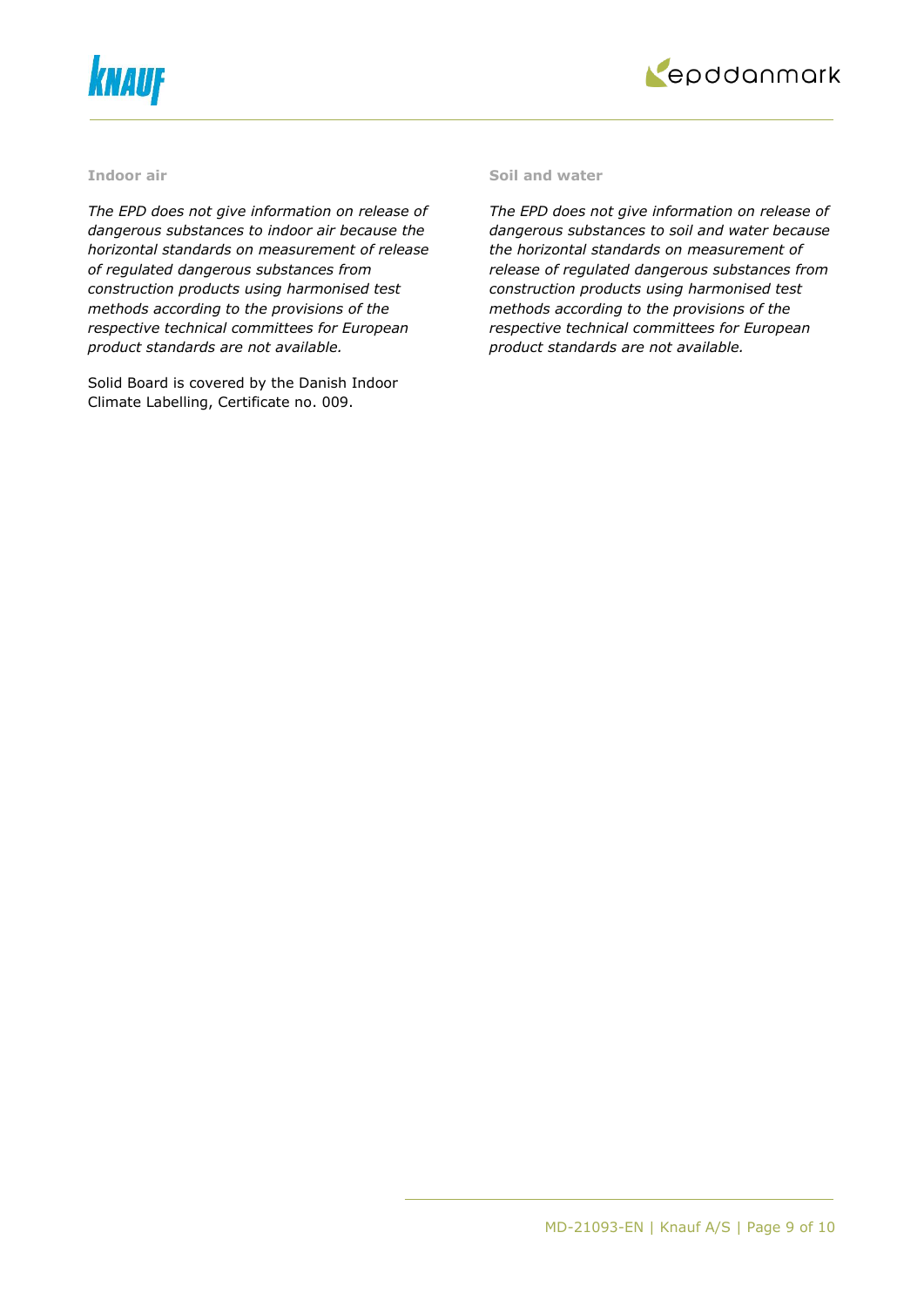#### Indoor air

*The EPD does not give information on release of dangerous substances to indoor air because the horizontal standards on measurement of release of regulated dangerous substances from construction products using harmonised test methods according to the provisions of the respective technical committees for European product standards are not available.*

Solid Board is covered by the Danish Indoor Climate Labelling, Certificate no. 009.

#### Soil and water

*The EPD does not give information on release of dangerous substances to soil and water because the horizontal standards on measurement of release of regulated dangerous substances from construction products using harmonised test methods according to the provisions of the respective technical committees for European product standards are not available.*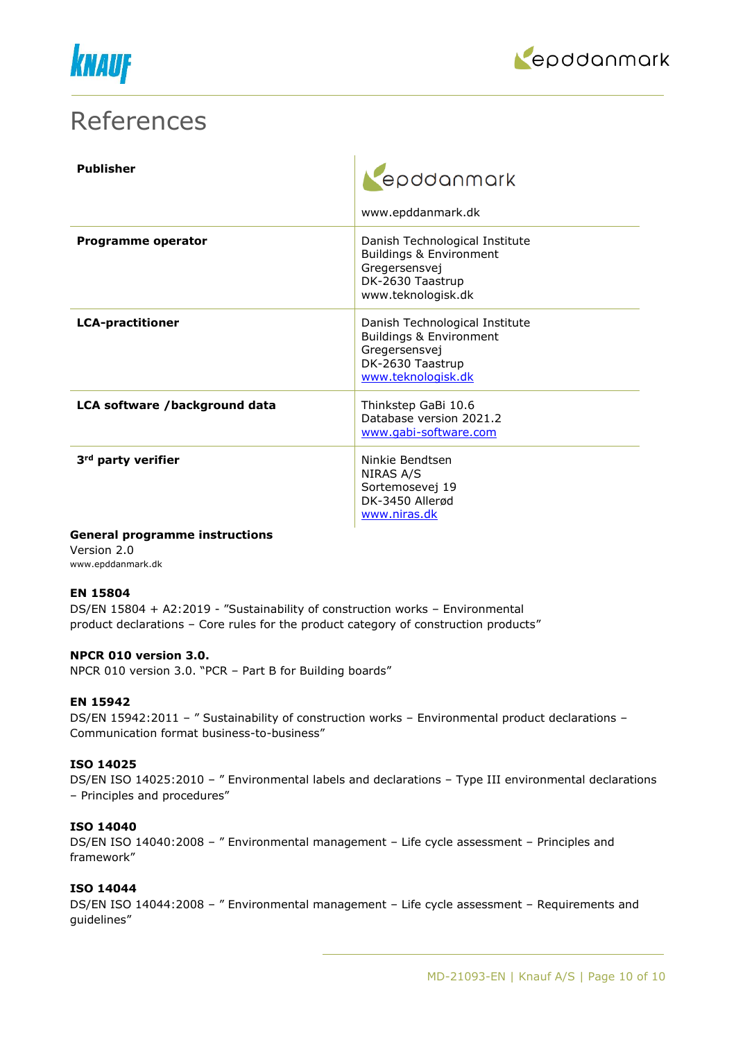# References

| | |
|---|---|
| **Publisher** | epddanmark<br>www.epddanmark.dk |
| **Programme operator** | Danish Technological Institute<br>Buildings & Environment<br>Gregersensvej<br>DK-2630 Taastrup<br>www.teknologisk.dk |
| **LCA-practitioner** | Danish Technological Institute<br>Buildings & Environment<br>Gregersensvej<br>DK-2630 Taastrup<br>www.teknologisk.dk |
| **LCA software /background data** | Thinkstep GaBi 10.6<br>Database version 2021.2<br>www.gabi-software.com |
| **3rd party verifier** | Ninkie Bendtsen<br>NIRAS A/S<br>Sortemosevej 19<br>DK-3450 Allerød<br>www.niras.dk |

**General programme instructions**
Version 2.0
www.epddanmark.dk

**EN 15804**
DS/EN 15804 + A2:2019 - "Sustainability of construction works – Environmental product declarations – Core rules for the product category of construction products"

**NPCR 010 version 3.0.**
NPCR 010 version 3.0. "PCR – Part B for Building boards"

**EN 15942**
DS/EN 15942:2011 – " Sustainability of construction works – Environmental product declarations – Communication format business-to-business"

**ISO 14025**
DS/EN ISO 14025:2010 – " Environmental labels and declarations – Type III environmental declarations – Principles and procedures"

**ISO 14040**
DS/EN ISO 14040:2008 – " Environmental management – Life cycle assessment – Principles and framework"

**ISO 14044**
DS/EN ISO 14044:2008 – " Environmental management – Life cycle assessment – Requirements and guidelines"